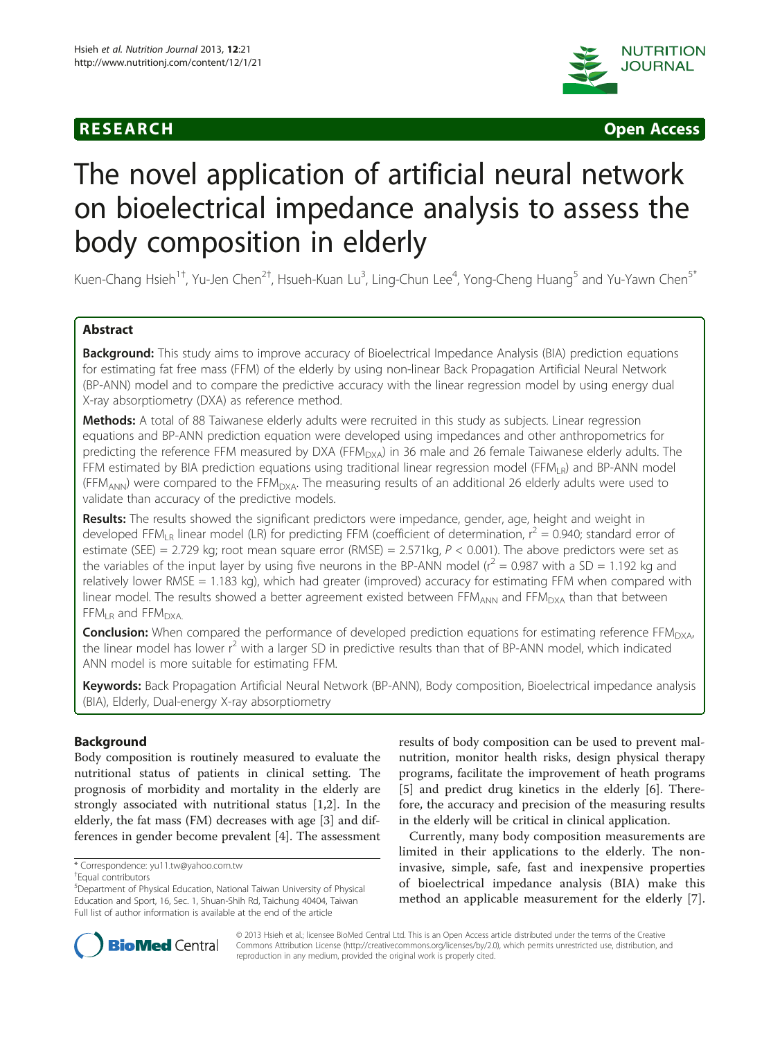**RESEARCH** **Open Access**

# The novel application of artificial neural network on bioelectrical impedance analysis to assess the body composition in elderly

Kuen-Chang Hsieh[1†], Yu-Jen Chen[2†], Hsueh-Kuan Lu[3], Ling-Chun Lee[4], Yong-Cheng Huang[5] and Yu-Yawn Chen[5*]

## Abstract

**Background:** This study aims to improve accuracy of Bioelectrical Impedance Analysis (BIA) prediction equations for estimating fat free mass (FFM) of the elderly by using non-linear Back Propagation Artificial Neural Network (BP-ANN) model and to compare the predictive accuracy with the linear regression model by using energy dual X-ray absorptiometry (DXA) as reference method.

**Methods:** A total of 88 Taiwanese elderly adults were recruited in this study as subjects. Linear regression equations and BP-ANN prediction equation were developed using impedances and other anthropometrics for predicting the reference FFM measured by DXA ($FFM_{DXA}$) in 36 male and 26 female Taiwanese elderly adults. The FFM estimated by BIA prediction equations using traditional linear regression model ($FFM_{LR}$) and BP-ANN model ($FFM_{ANN}$) were compared to the $FFM_{DXA}$. The measuring results of an additional 26 elderly adults were used to validate than accuracy of the predictive models.

**Results:** The results showed the significant predictors were impedance, gender, age, height and weight in developed $FFM_{LR}$ linear model (LR) for predicting FFM (coefficient of determination, $r^2 = 0.940$; standard error of estimate (SEE) = 2.729 kg; root mean square error (RMSE) = 2.571kg, $P < 0.001$). The above predictors were set as the variables of the input layer by using five neurons in the BP-ANN model ($r^2 = 0.987$ with a SD = 1.192 kg and relatively lower RMSE = 1.183 kg), which had greater (improved) accuracy for estimating FFM when compared with linear model. The results showed a better agreement existed between $FFM_{ANN}$ and $FFM_{DXA}$ than that between $FFM_{LR}$ and $FFM_{DXA}$.

**Conclusion:** When compared the performance of developed prediction equations for estimating reference $FFM_{DXA}$, the linear model has lower $r^2$ with a larger SD in predictive results than that of BP-ANN model, which indicated ANN model is more suitable for estimating FFM.

**Keywords:** Back Propagation Artificial Neural Network (BP-ANN), Body composition, Bioelectrical impedance analysis (BIA), Elderly, Dual-energy X-ray absorptiometry

## Background

Body composition is routinely measured to evaluate the nutritional status of patients in clinical setting. The prognosis of morbidity and mortality in the elderly are strongly associated with nutritional status [1,2]. In the elderly, the fat mass (FM) decreases with age [3] and differences in gender become prevalent [4]. The assessment results of body composition can be used to prevent malnutrition, monitor health risks, design physical therapy programs, facilitate the improvement of heath programs [5] and predict drug kinetics in the elderly [6]. Therefore, the accuracy and precision of the measuring results in the elderly will be critical in clinical application.

Currently, many body composition measurements are limited in their applications to the elderly. The non-invasive, simple, safe, fast and inexpensive properties of bioelectrical impedance analysis (BIA) make this method an applicable measurement for the elderly [7].

\* Correspondence: yu11.tw@yahoo.com.tw

†Equal contributors

[5]Department of Physical Education, National Taiwan University of Physical Education and Sport, 16, Sec. 1, Shuan-Shih Rd, Taichung 40404, Taiwan

Full list of author information is available at the end of the article

© 2013 Hsieh et al.; licensee BioMed Central Ltd. This is an Open Access article distributed under the terms of the Creative Commons Attribution License (http://creativecommons.org/licenses/by/2.0), which permits unrestricted use, distribution, and reproduction in any medium, provided the original work is properly cited.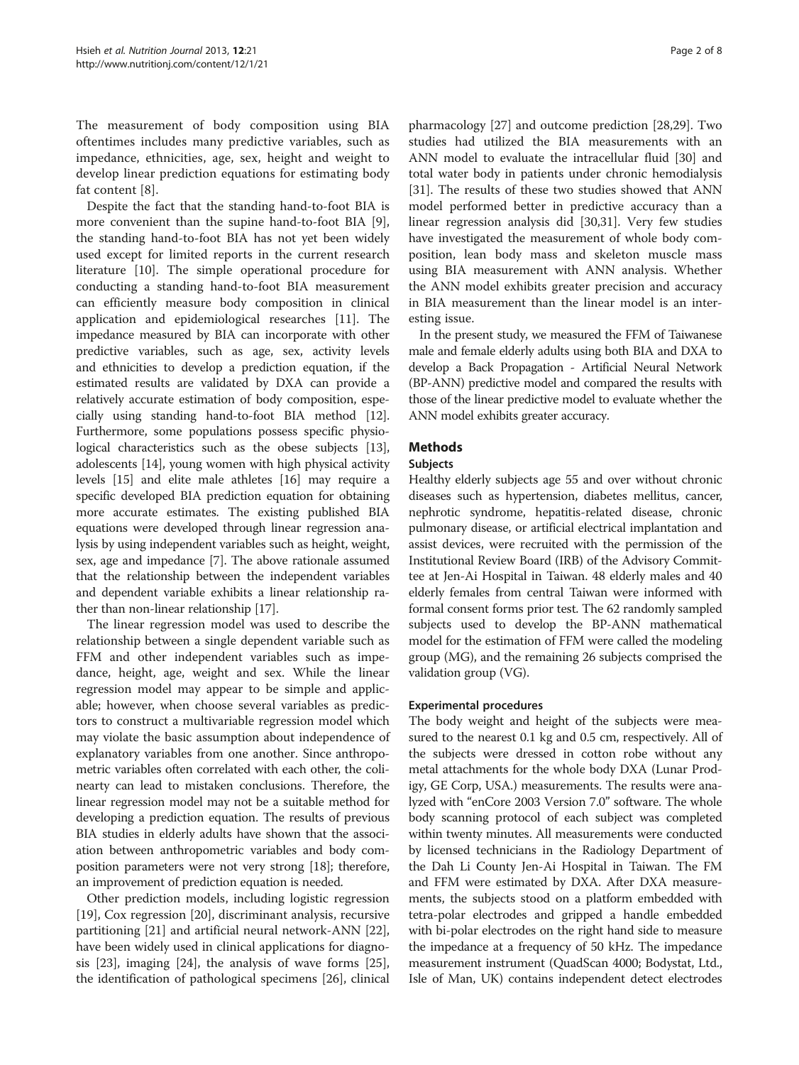The measurement of body composition using BIA oftentimes includes many predictive variables, such as impedance, ethnicities, age, sex, height and weight to develop linear prediction equations for estimating body fat content [8].

Despite the fact that the standing hand-to-foot BIA is more convenient than the supine hand-to-foot BIA [9], the standing hand-to-foot BIA has not yet been widely used except for limited reports in the current research literature [10]. The simple operational procedure for conducting a standing hand-to-foot BIA measurement can efficiently measure body composition in clinical application and epidemiological researches [11]. The impedance measured by BIA can incorporate with other predictive variables, such as age, sex, activity levels and ethnicities to develop a prediction equation, if the estimated results are validated by DXA can provide a relatively accurate estimation of body composition, especially using standing hand-to-foot BIA method [12]. Furthermore, some populations possess specific physiological characteristics such as the obese subjects [13], adolescents [14], young women with high physical activity levels [15] and elite male athletes [16] may require a specific developed BIA prediction equation for obtaining more accurate estimates. The existing published BIA equations were developed through linear regression analysis by using independent variables such as height, weight, sex, age and impedance [7]. The above rationale assumed that the relationship between the independent variables and dependent variable exhibits a linear relationship rather than non-linear relationship [17].

The linear regression model was used to describe the relationship between a single dependent variable such as FFM and other independent variables such as impedance, height, age, weight and sex. While the linear regression model may appear to be simple and applicable; however, when choose several variables as predictors to construct a multivariable regression model which may violate the basic assumption about independence of explanatory variables from one another. Since anthropometric variables often correlated with each other, the colinearty can lead to mistaken conclusions. Therefore, the linear regression model may not be a suitable method for developing a prediction equation. The results of previous BIA studies in elderly adults have shown that the association between anthropometric variables and body composition parameters were not very strong [18]; therefore, an improvement of prediction equation is needed.

Other prediction models, including logistic regression [19], Cox regression [20], discriminant analysis, recursive partitioning [21] and artificial neural network-ANN [22], have been widely used in clinical applications for diagnosis [23], imaging [24], the analysis of wave forms [25], the identification of pathological specimens [26], clinical pharmacology [27] and outcome prediction [28,29]. Two studies had utilized the BIA measurements with an ANN model to evaluate the intracellular fluid [30] and total water body in patients under chronic hemodialysis [31]. The results of these two studies showed that ANN model performed better in predictive accuracy than a linear regression analysis did [30,31]. Very few studies have investigated the measurement of whole body composition, lean body mass and skeleton muscle mass using BIA measurement with ANN analysis. Whether the ANN model exhibits greater precision and accuracy in BIA measurement than the linear model is an interesting issue.

In the present study, we measured the FFM of Taiwanese male and female elderly adults using both BIA and DXA to develop a Back Propagation - Artificial Neural Network (BP-ANN) predictive model and compared the results with those of the linear predictive model to evaluate whether the ANN model exhibits greater accuracy.

## Methods

### Subjects

Healthy elderly subjects age 55 and over without chronic diseases such as hypertension, diabetes mellitus, cancer, nephrotic syndrome, hepatitis-related disease, chronic pulmonary disease, or artificial electrical implantation and assist devices, were recruited with the permission of the Institutional Review Board (IRB) of the Advisory Committee at Jen-Ai Hospital in Taiwan. 48 elderly males and 40 elderly females from central Taiwan were informed with formal consent forms prior test. The 62 randomly sampled subjects used to develop the BP-ANN mathematical model for the estimation of FFM were called the modeling group (MG), and the remaining 26 subjects comprised the validation group (VG).

### Experimental procedures

The body weight and height of the subjects were measured to the nearest 0.1 kg and 0.5 cm, respectively. All of the subjects were dressed in cotton robe without any metal attachments for the whole body DXA (Lunar Prodigy, GE Corp, USA.) measurements. The results were analyzed with "enCore 2003 Version 7.0" software. The whole body scanning protocol of each subject was completed within twenty minutes. All measurements were conducted by licensed technicians in the Radiology Department of the Dah Li County Jen-Ai Hospital in Taiwan. The FM and FFM were estimated by DXA. After DXA measurements, the subjects stood on a platform embedded with tetra-polar electrodes and gripped a handle embedded with bi-polar electrodes on the right hand side to measure the impedance at a frequency of 50 kHz. The impedance measurement instrument (QuadScan 4000; Bodystat, Ltd., Isle of Man, UK) contains independent detect electrodes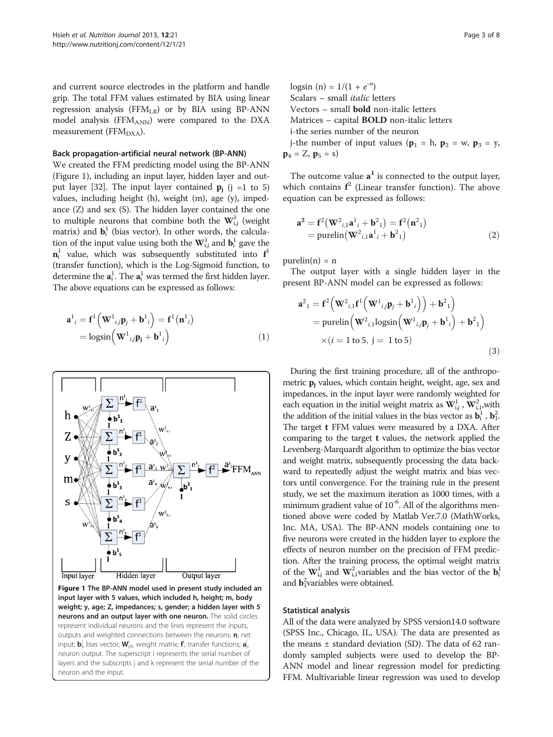and current source electrodes in the platform and handle grip. The total FFM values estimated by BIA using linear regression analysis ($FFM_{LR}$) or by BIA using BP-ANN model analysis ($FFM_{ANN}$) were compared to the DXA measurement ($FFM_{DXA}$).

### Back propagation-artificial neural network (BP-ANN)

We created the FFM predicting model using the BP-ANN (Figure 1), including an input layer, hidden layer and output layer [32]. The input layer contained $\mathbf{p_j}$ (j =1 to 5) values, including height (h), weight (m), age (y), impedance (Z) and sex (S). The hidden layer contained the one to multiple neurons that combine both the $\mathbf{W}^1_{i,j}$ (weight matrix) and $\mathbf{b}^1_i$ (bias vector). In other words, the calculation of the input value using both the $\mathbf{W}^1_{i,j}$ and $\mathbf{b}^1_i$ gave the $\mathbf{n}^1_i$ value, which was subsequently substituted into $\mathbf{f}^1$ (transfer function), which is the Log-Sigmoid function, to determine the $\mathbf{a}^1_i$. The $\mathbf{a}^1_i$ was termed the first hidden layer. The above equations can be expressed as follows:

$$\mathbf{a}^1{}_i = \mathbf{f}^1\left(\mathbf{W}^1{}_{i,j}\mathbf{p}_j + \mathbf{b}^1{}_i\right) = \mathbf{f}^1\left(\mathbf{n}^1{}_i\right) = \text{logsin}\left(\mathbf{W}^1{}_{i,j}\mathbf{p_j} + \mathbf{b}^1{}_i\right) \tag{1}$$

Figure 1 The BP-ANN model used in present study included an input layer with 5 values, which included h, height; m, body weight; y, age; Z, impedances; s, gender; a hidden layer with 5 neurons and an output layer with one neuron. The solid circles represent individual neurons and the lines represent the inputs, outputs and weighted connections between the neurons. $\mathbf{n}$, net input; $\mathbf{b}^i_j$, bias vector; $\mathbf{W}^i_{j,k}$, weight matrix; $\mathbf{f}$, transfer functions; $\mathbf{a}^i_j$, neuron output. The superscript i represents the serial number of layers and the subscripts j and k represent the serial number of the neuron and the input.

logsin (n) = $1/(1 + e^{-n})$
Scalars – small *italic* letters
Vectors – small **bold** non-italic letters
Matrices – capital **BOLD** non-italic letters
i-the series number of the neuron
j-the number of input values ($\mathbf{p}_1$ = h, $\mathbf{p}_2$ = w, $\mathbf{p}_3$ = y, $\mathbf{p}_4$ = Z, $\mathbf{p}_5$ = s)

The outcome value $\mathbf{a^1}$ is connected to the output layer, which contains $\mathbf{f}^2$ (Linear transfer function). The above equation can be expressed as follows:

$$\mathbf{a^2} = \mathbf{f}^2\left(\mathbf{W}^2{}_{i,1}\mathbf{a}^1{}_i + \mathbf{b}^2{}_1\right) = \mathbf{f}^2\left(\mathbf{n}^2{}_1\right) = \text{purelin}\left(\mathbf{W}^2{}_{i,1}\mathbf{a}^1{}_i + \mathbf{b}^2{}_1\right) \tag{2}$$

purelin(n) = n

The output layer with a single hidden layer in the present BP-ANN model can be expressed as follows:

$$\mathbf{a}^2{}_1 = \mathbf{f}^2\left(\mathbf{W}^2{}_{i,1}\mathbf{f}^1\left(\mathbf{W}^1{}_{i,j}\mathbf{p}_j + \mathbf{b}^1{}_i\right)\right) + \mathbf{b}^2{}_1\Big) = \text{purelin}\left(\mathbf{W}^2{}_{i,1}\text{logsin}\left(\mathbf{W}^1{}_{i,j}\mathbf{p}_j + \mathbf{b}^1{}_i\right) + \mathbf{b}^2{}_1\right) \times (i = 1 \text{ to } 5,\ j = 1 \text{ to } 5) \tag{3}$$

During the first training procedure, all of the anthropometric $\mathbf{p_j}$ values, which contain height, weight, age, sex and impedances, in the input layer were randomly weighted for each equation in the initial weight matrix as $\mathbf{W}^1_{i,j}$, $\mathbf{W}^2_{i,1}$,with the addition of the initial values in the bias vector as $\mathbf{b}^1_i$, $\mathbf{b}^2_1$. The target **t** FFM values were measured by a DXA. After comparing to the target **t** values, the network applied the Levenberg-Marquardt algorithm to optimize the bias vector and weight matrix, subsequently processing the data backward to repeatedly adjust the weight matrix and bias vectors until convergence. For the training rule in the present study, we set the maximum iteration as 1000 times, with a minimum gradient value of $10^{-6}$. All of the algorithms mentioned above were coded by Matlab Ver.7.0 (MathWorks, Inc. MA, USA). The BP-ANN models containing one to five neurons were created in the hidden layer to explore the effects of neuron number on the precision of FFM prediction. After the training process, the optimal weight matrix of the $\mathbf{W}^1_{i,j}$ and $\mathbf{W}^2_{i,1}$variables and the bias vector of the $\mathbf{b}^1_i$ and $\mathbf{b}^2_1$variables were obtained.

### Statistical analysis

All of the data were analyzed by SPSS version14.0 software (SPSS Inc., Chicago, IL, USA). The data are presented as the means ± standard deviation (SD). The data of 62 randomly sampled subjects were used to develop the BP-ANN model and linear regression model for predicting FFM. Multivariable linear regression was used to develop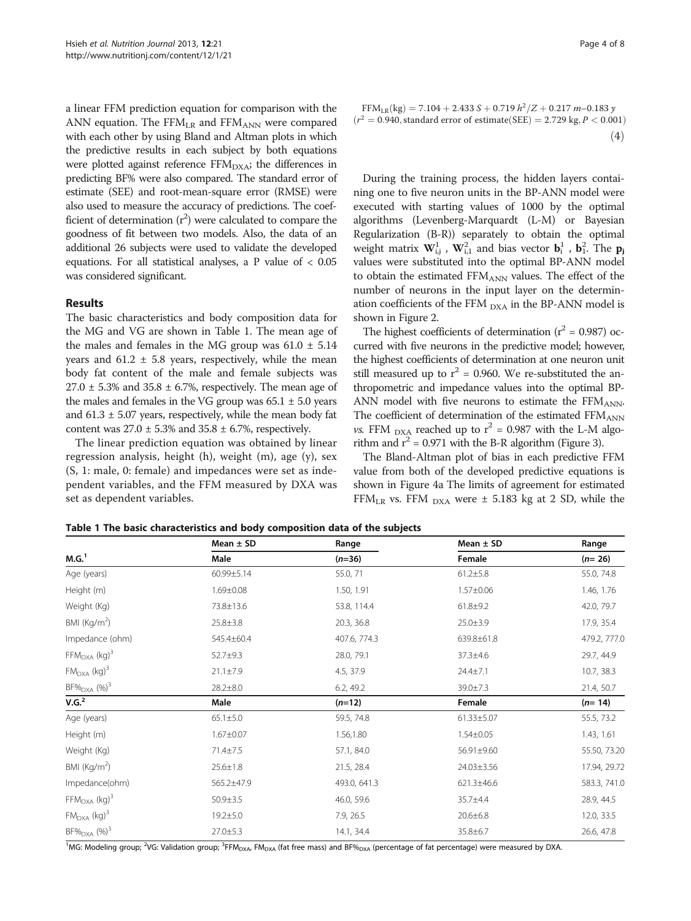a linear FFM prediction equation for comparison with the ANN equation. The $FFM_{LR}$ and $FFM_{ANN}$ were compared with each other by using Bland and Altman plots in which the predictive results in each subject by both equations were plotted against reference $FFM_{DXA}$; the differences in predicting BF% were also compared. The standard error of estimate (SEE) and root-mean-square error (RMSE) were also used to measure the accuracy of predictions. The coefficient of determination ($r^2$) were calculated to compare the goodness of fit between two models. Also, the data of an additional 26 subjects were used to validate the developed equations. For all statistical analyses, a P value of < 0.05 was considered significant.

## Results

The basic characteristics and body composition data for the MG and VG are shown in Table 1. The mean age of the males and females in the MG group was 61.0 ± 5.14 years and 61.2 ± 5.8 years, respectively, while the mean body fat content of the male and female subjects was 27.0 ± 5.3% and 35.8 ± 6.7%, respectively. The mean age of the males and females in the VG group was 65.1 ± 5.0 years and 61.3 ± 5.07 years, respectively, while the mean body fat content was 27.0 ± 5.3% and 35.8 ± 6.7%, respectively.

The linear prediction equation was obtained by linear regression analysis, height (h), weight (m), age (y), sex (S, 1: male, 0: female) and impedances were set as independent variables, and the FFM measured by DXA was set as dependent variables.

$$FFM_{LR}(\text{kg}) = 7.104 + 2.433\,S + 0.719\,h^2/Z + 0.217\,m - 0.183\,y$$
$$(r^2 = 0.940, \text{standard error of estimate(SEE)} = 2.729\text{ kg}, P < 0.001) \quad (4)$$

During the training process, the hidden layers containing one to five neuron units in the BP-ANN model were executed with starting values of 1000 by the optimal algorithms (Levenberg-Marquardt (L-M) or Bayesian Regularization (B-R)) separately to obtain the optimal weight matrix $\mathbf{W}^1_{i,j}$ , $\mathbf{W}^2_{i,1}$ and bias vector $\mathbf{b}^1_i$ , $\mathbf{b}^2_1$. The $\mathbf{p}_j$ values were substituted into the optimal BP-ANN model to obtain the estimated $FFM_{ANN}$ values. The effect of the number of neurons in the input layer on the determination coefficients of the $FFM_{DXA}$ in the BP-ANN model is shown in Figure 2.

The highest coefficients of determination ($r^2$ = 0.987) occurred with five neurons in the predictive model; however, the highest coefficients of determination at one neuron unit still measured up to $r^2$ = 0.960. We re-substituted the anthropometric and impedance values into the optimal BP-ANN model with five neurons to estimate the $FFM_{ANN}$. The coefficient of determination of the estimated $FFM_{ANN}$ *vs.* $FFM_{DXA}$ reached up to $r^2$ = 0.987 with the L-M algorithm and $r^2$ = 0.971 with the B-R algorithm (Figure 3).

The Bland-Altman plot of bias in each predictive FFM value from both of the developed predictive equations is shown in Figure 4a The limits of agreement for estimated $FFM_{LR}$ vs. $FFM_{DXA}$ were ± 5.183 kg at 2 SD, while the

**Table 1 The basic characteristics and body composition data of the subjects**

| | Mean ± SD | Range | Mean ± SD | Range |
|---|---|---|---|---|
| **M.G.[1]** | **Male** | **(n=36)** | **Female** | **(n= 26)** |
| Age (years) | 60.99±5.14 | 55.0, 71 | 61.2±5.8 | 55.0, 74.8 |
| Height (m) | 1.69±0.08 | 1.50, 1.91 | 1.57±0.06 | 1.46, 1.76 |
| Weight (Kg) | 73.8±13.6 | 53.8, 114.4 | 61.8±9.2 | 42.0, 79.7 |
| BMI (Kg/m$^2$) | 25.8±3.8 | 20.3, 36.8 | 25.0±3.9 | 17.9, 35.4 |
| Impedance (ohm) | 545.4±60.4 | 407.6, 774.3 | 639.8±61.8 | 479.2, 777.0 |
| $FFM_{DXA}$ (kg)[3] | 52.7±9.3 | 28.0, 79.1 | 37.3±4.6 | 29.7, 44.9 |
| $FM_{DXA}$ (kg)[3] | 21.1±7.9 | 4.5, 37.9 | 24.4±7.1 | 10.7, 38.3 |
| $BF\%_{DXA}$ (%)[3] | 28.2±8.0 | 6.2, 49.2 | 39.0±7.3 | 21.4, 50.7 |
| **V.G.[2]** | **Male** | **(n=12)** | **Female** | **(n= 14)** |
| Age (years) | 65.1±5.0 | 59.5, 74.8 | 61.33±5.07 | 55.5, 73.2 |
| Height (m) | 1.67±0.07 | 1.56,1.80 | 1.54±0.05 | 1.43, 1.61 |
| Weight (Kg) | 71.4±7.5 | 57.1, 84.0 | 56.91±9.60 | 55.50, 73.20 |
| BMI (Kg/m$^2$) | 25.6±1.8 | 21.5, 28.4 | 24.03±3.56 | 17.94, 29.72 |
| Impedance(ohm) | 565.2±47.9 | 493.0, 641.3 | 621.3±46.6 | 583.3, 741.0 |
| $FFM_{DXA}$ (kg)[3] | 50.9±3.5 | 46.0, 59.6 | 35.7±4.4 | 28.9, 44.5 |
| $FM_{DXA}$ (kg)[3] | 19.2±5.0 | 7.9, 26.5 | 20.6±6.8 | 12.0, 33.5 |
| $BF\%_{DXA}$ (%)[3] | 27.0±5.3 | 14.1, 34.4 | 35.8±6.7 | 26.6, 47.8 |

[1]MG: Modeling group; [2]VG: Validation group; [3]$FFM_{DXA}$, $FM_{DXA}$ (fat free mass) and $BF\%_{DXA}$ (percentage of fat percentage) were measured by DXA.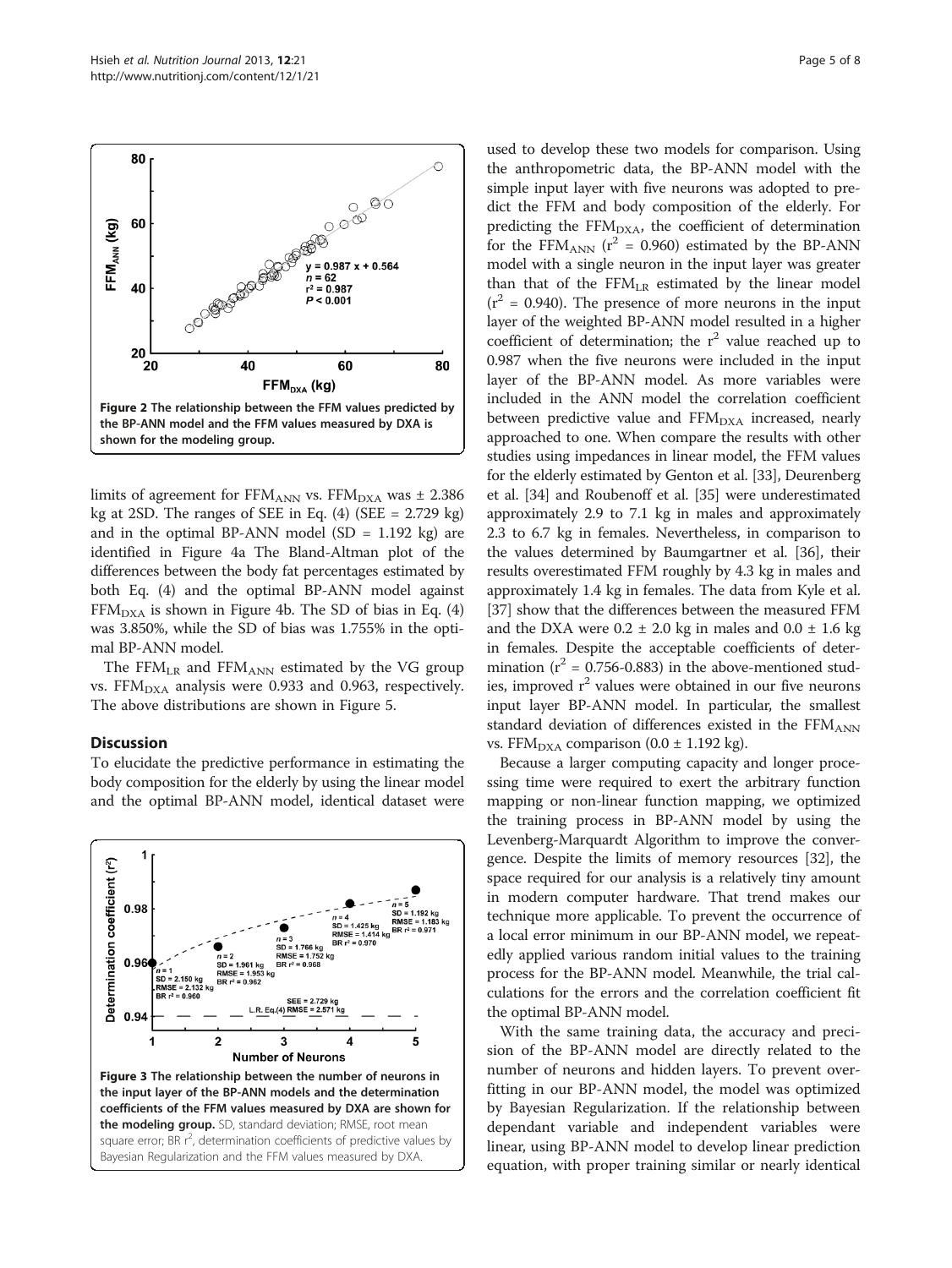Figure 2 The relationship between the FFM values predicted by the BP-ANN model and the FFM values measured by DXA is shown for the modeling group.

limits of agreement for $FFM_{ANN}$ vs. $FFM_{DXA}$ was ± 2.386 kg at 2SD. The ranges of SEE in Eq. (4) (SEE = 2.729 kg) and in the optimal BP-ANN model (SD = 1.192 kg) are identified in Figure 4a The Bland-Altman plot of the differences between the body fat percentages estimated by both Eq. (4) and the optimal BP-ANN model against $FFM_{DXA}$ is shown in Figure 4b. The SD of bias in Eq. (4) was 3.850%, while the SD of bias was 1.755% in the optimal BP-ANN model.

The $FFM_{LR}$ and $FFM_{ANN}$ estimated by the VG group vs. $FFM_{DXA}$ analysis were 0.933 and 0.963, respectively. The above distributions are shown in Figure 5.

## Discussion

To elucidate the predictive performance in estimating the body composition for the elderly by using the linear model and the optimal BP-ANN model, identical dataset were used to develop these two models for comparison. Using the anthropometric data, the BP-ANN model with the simple input layer with five neurons was adopted to predict the FFM and body composition of the elderly. For predicting the $FFM_{DXA}$, the coefficient of determination for the $FFM_{ANN}$ ($r^2$ = 0.960) estimated by the BP-ANN model with a single neuron in the input layer was greater than that of the $FFM_{LR}$ estimated by the linear model ($r^2$ = 0.940). The presence of more neurons in the input layer of the weighted BP-ANN model resulted in a higher coefficient of determination; the $r^2$ value reached up to 0.987 when the five neurons were included in the input layer of the BP-ANN model. As more variables were included in the ANN model the correlation coefficient between predictive value and $FFM_{DXA}$ increased, nearly approached to one. When compare the results with other studies using impedances in linear model, the FFM values for the elderly estimated by Genton et al. [33], Deurenberg et al. [34] and Roubenoff et al. [35] were underestimated approximately 2.9 to 7.1 kg in males and approximately 2.3 to 6.7 kg in females. Nevertheless, in comparison to the values determined by Baumgartner et al. [36], their results overestimated FFM roughly by 4.3 kg in males and approximately 1.4 kg in females. The data from Kyle et al. [37] show that the differences between the measured FFM and the DXA were 0.2 ± 2.0 kg in males and 0.0 ± 1.6 kg in females. Despite the acceptable coefficients of determination ($r^2$ = 0.756-0.883) in the above-mentioned studies, improved $r^2$ values were obtained in our five neurons input layer BP-ANN model. In particular, the smallest standard deviation of differences existed in the $FFM_{ANN}$ vs. $FFM_{DXA}$ comparison (0.0 ± 1.192 kg).

Figure 3 The relationship between the number of neurons in the input layer of the BP-ANN models and the determination coefficients of the FFM values measured by DXA are shown for the modeling group. SD, standard deviation; RMSE, root mean square error; BR $r^2$, determination coefficients of predictive values by Bayesian Regularization and the FFM values measured by DXA.

Because a larger computing capacity and longer processing time were required to exert the arbitrary function mapping or non-linear function mapping, we optimized the training process in BP-ANN model by using the Levenberg-Marquardt Algorithm to improve the convergence. Despite the limits of memory resources [32], the space required for our analysis is a relatively tiny amount in modern computer hardware. That trend makes our technique more applicable. To prevent the occurrence of a local error minimum in our BP-ANN model, we repeatedly applied various random initial values to the training process for the BP-ANN model. Meanwhile, the trial calculations for the errors and the correlation coefficient fit the optimal BP-ANN model.

With the same training data, the accuracy and precision of the BP-ANN model are directly related to the number of neurons and hidden layers. To prevent overfitting in our BP-ANN model, the model was optimized by Bayesian Regularization. If the relationship between dependant variable and independent variables were linear, using BP-ANN model to develop linear prediction equation, with proper training similar or nearly identical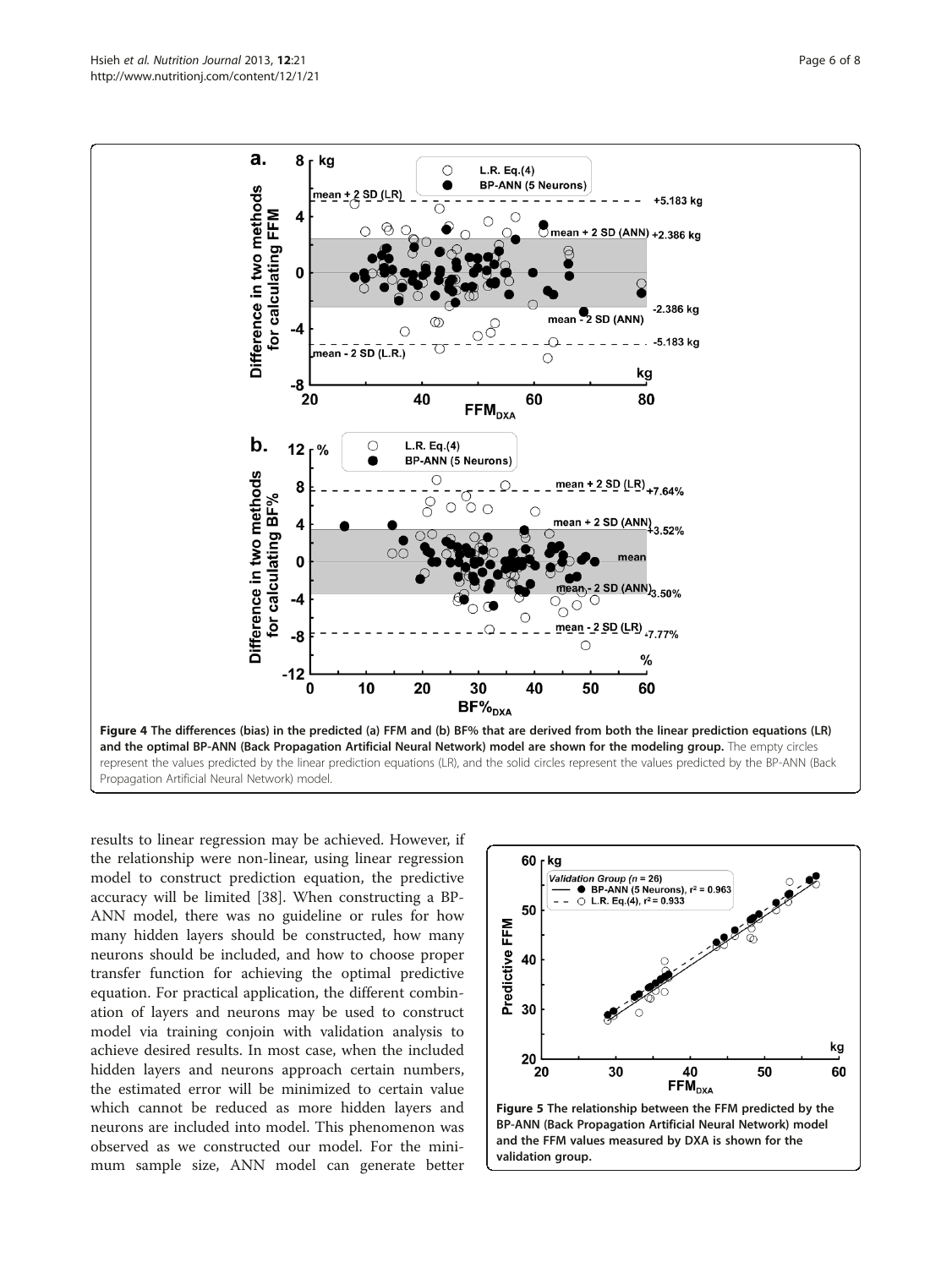**Figure 4 The differences (bias) in the predicted (a) FFM and (b) BF% that are derived from both the linear prediction equations (LR) and the optimal BP-ANN (Back Propagation Artificial Neural Network) model are shown for the modeling group.** The empty circles represent the values predicted by the linear prediction equations (LR), and the solid circles represent the values predicted by the BP-ANN (Back Propagation Artificial Neural Network) model.

results to linear regression may be achieved. However, if the relationship were non-linear, using linear regression model to construct prediction equation, the predictive accuracy will be limited [38]. When constructing a BP-ANN model, there was no guideline or rules for how many hidden layers should be constructed, how many neurons should be included, and how to choose proper transfer function for achieving the optimal predictive equation. For practical application, the different combination of layers and neurons may be used to construct model via training conjoin with validation analysis to achieve desired results. In most case, when the included hidden layers and neurons approach certain numbers, the estimated error will be minimized to certain value which cannot be reduced as more hidden layers and neurons are included into model. This phenomenon was observed as we constructed our model. For the minimum sample size, ANN model can generate better

**Figure 5 The relationship between the FFM predicted by the BP-ANN (Back Propagation Artificial Neural Network) model and the FFM values measured by DXA is shown for the validation group.**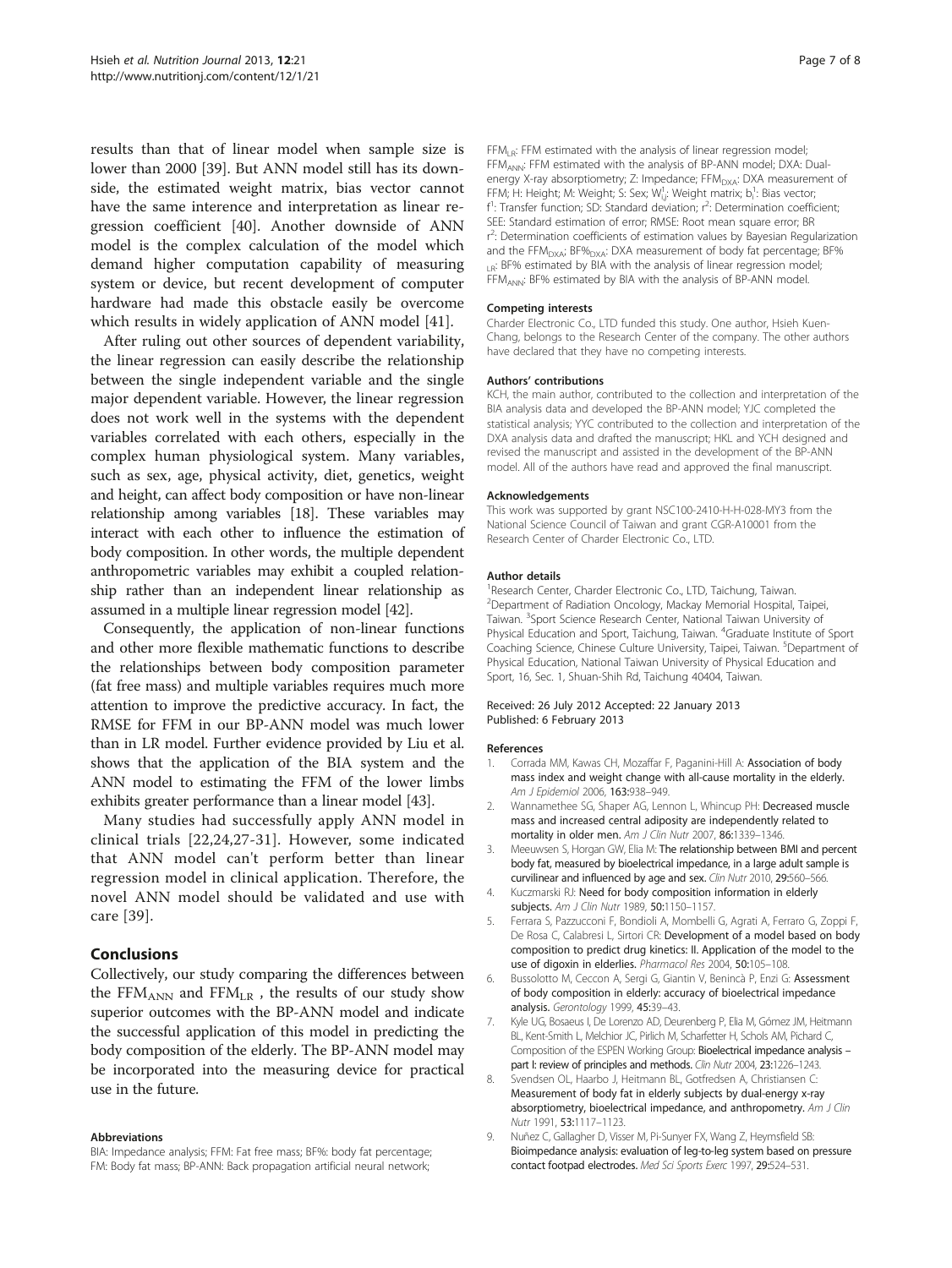results than that of linear model when sample size is lower than 2000 [39]. But ANN model still has its downside, the estimated weight matrix, bias vector cannot have the same interence and interpretation as linear regression coefficient [40]. Another downside of ANN model is the complex calculation of the model which demand higher computation capability of measuring system or device, but recent development of computer hardware had made this obstacle easily be overcome which results in widely application of ANN model [41].

After ruling out other sources of dependent variability, the linear regression can easily describe the relationship between the single independent variable and the single major dependent variable. However, the linear regression does not work well in the systems with the dependent variables correlated with each others, especially in the complex human physiological system. Many variables, such as sex, age, physical activity, diet, genetics, weight and height, can affect body composition or have non-linear relationship among variables [18]. These variables may interact with each other to influence the estimation of body composition. In other words, the multiple dependent anthropometric variables may exhibit a coupled relationship rather than an independent linear relationship as assumed in a multiple linear regression model [42].

Consequently, the application of non-linear functions and other more flexible mathematic functions to describe the relationships between body composition parameter (fat free mass) and multiple variables requires much more attention to improve the predictive accuracy. In fact, the RMSE for FFM in our BP-ANN model was much lower than in LR model. Further evidence provided by Liu et al. shows that the application of the BIA system and the ANN model to estimating the FFM of the lower limbs exhibits greater performance than a linear model [43].

Many studies had successfully apply ANN model in clinical trials [22,24,27-31]. However, some indicated that ANN model can't perform better than linear regression model in clinical application. Therefore, the novel ANN model should be validated and use with care [39].

## Conclusions

Collectively, our study comparing the differences between the $FFM_{ANN}$ and $FFM_{LR}$ , the results of our study show superior outcomes with the BP-ANN model and indicate the successful application of this model in predicting the body composition of the elderly. The BP-ANN model may be incorporated into the measuring device for practical use in the future.

#### Abbreviations

BIA: Impedance analysis; FFM: Fat free mass; BF%: body fat percentage; FM: Body fat mass; BP-ANN: Back propagation artificial neural network; $FFM_{LR}$: FFM estimated with the analysis of linear regression model; $FFM_{ANN}$: FFM estimated with the analysis of BP-ANN model; DXA: Dual-energy X-ray absorptiometry; Z: Impedance; $FFM_{DXA}$: DXA measurement of FFM; H: Height; M: Weight; S: Sex; $W^{l}_{ij}$: Weight matrix; $b^{l}_{i}$: Bias vector; $f^{l}$: Transfer function; SD: Standard deviation; $r^2$: Determination coefficient; SEE: Standard estimation of error; RMSE: Root mean square error; BR $r^2$: Determination coefficients of estimation values by Bayesian Regularization and the $FFM_{DXA}$; $BF\%_{DXA}$: DXA measurement of body fat percentage; $BF\%_{LR}$: BF% estimated by BIA with the analysis of linear regression model; $FFM_{ANN}$: BF% estimated by BIA with the analysis of BP-ANN model.

#### Competing interests

Charder Electronic Co., LTD funded this study. One author, Hsieh Kuen-Chang, belongs to the Research Center of the company. The other authors have declared that they have no competing interests.

#### Authors' contributions

KCH, the main author, contributed to the collection and interpretation of the BIA analysis data and developed the BP-ANN model; YJC completed the statistical analysis; YYC contributed to the collection and interpretation of the DXA analysis data and drafted the manuscript; HKL and YCH designed and revised the manuscript and assisted in the development of the BP-ANN model. All of the authors have read and approved the final manuscript.

#### Acknowledgements

This work was supported by grant NSC100-2410-H-H-028-MY3 from the National Science Council of Taiwan and grant CGR-A10001 from the Research Center of Charder Electronic Co., LTD.

#### Author details

[1]Research Center, Charder Electronic Co., LTD, Taichung, Taiwan. [2]Department of Radiation Oncology, Mackay Memorial Hospital, Taipei, Taiwan. [3]Sport Science Research Center, National Taiwan University of Physical Education and Sport, Taichung, Taiwan. [4]Graduate Institute of Sport Coaching Science, Chinese Culture University, Taipei, Taiwan. [5]Department of Physical Education, National Taiwan University of Physical Education and Sport, 16, Sec. 1, Shuan-Shih Rd, Taichung 40404, Taiwan.

Received: 26 July 2012 Accepted: 22 January 2013
Published: 6 February 2013

#### References

1. Corrada MM, Kawas CH, Mozaffar F, Paganini-Hill A: **Association of body mass index and weight change with all-cause mortality in the elderly.** *Am J Epidemiol* 2006, **163:**938–949.
2. Wannamethee SG, Shaper AG, Lennon L, Whincup PH: **Decreased muscle mass and increased central adiposity are independently related to mortality in older men.** *Am J Clin Nutr* 2007, **86:**1339–1346.
3. Meeuwsen S, Horgan GW, Elia M: **The relationship between BMI and percent body fat, measured by bioelectrical impedance, in a large adult sample is curvilinear and influenced by age and sex.** *Clin Nutr* 2010, **29:**560–566.
4. Kuczmarski RJ: **Need for body composition information in elderly subjects.** *Am J Clin Nutr* 1989, **50:**1150–1157.
5. Ferrara S, Pazzucconi F, Bondioli A, Mombelli G, Agrati A, Ferraro G, Zoppi F, De Rosa C, Calabresi L, Sirtori CR: **Development of a model based on body composition to predict drug kinetics: II. Application of the model to the use of digoxin in elderlies.** *Pharmacol Res* 2004, **50:**105–108.
6. Bussolotto M, Ceccon A, Sergi G, Giantin V, Benincà P, Enzi G: **Assessment of body composition in elderly: accuracy of bioelectrical impedance analysis.** *Gerontology* 1999, **45:**39–43.
7. Kyle UG, Bosaeus I, De Lorenzo AD, Deurenberg P, Elia M, Gómez JM, Heitmann BL, Kent-Smith L, Melchior JC, Pirlich M, Scharfetter H, Schols AM, Pichard C, Composition of the ESPEN Working Group: **Bioelectrical impedance analysis – part I: review of principles and methods.** *Clin Nutr* 2004, **23:**1226–1243.
8. Svendsen OL, Haarbo J, Heitmann BL, Gotfredsen A, Christiansen C: **Measurement of body fat in elderly subjects by dual-energy x-ray absorptiometry, bioelectrical impedance, and anthropometry.** *Am J Clin Nutr* 1991, **53:**1117–1123.
9. Nuñez C, Gallagher D, Visser M, Pi-Sunyer FX, Wang Z, Heymsfield SB: **Bioimpedance analysis: evaluation of leg-to-leg system based on pressure contact footpad electrodes.** *Med Sci Sports Exerc* 1997, **29:**524–531.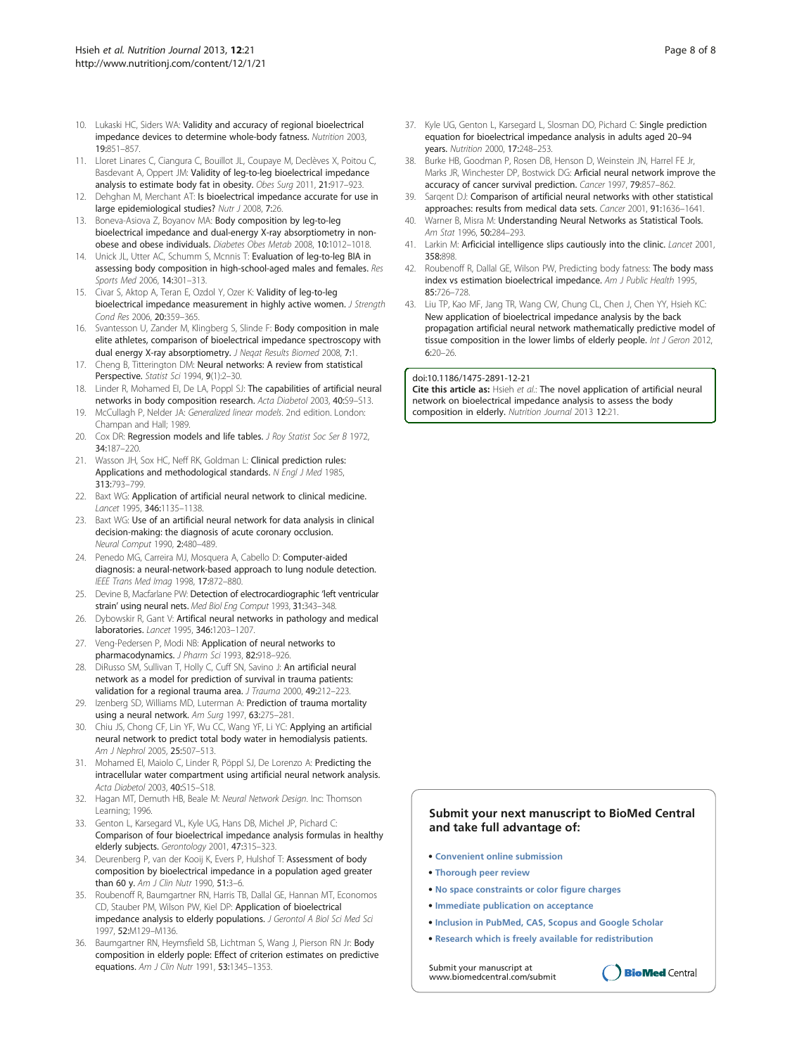10. Lukaski HC, Siders WA: Validity and accuracy of regional bioelectrical impedance devices to determine whole-body fatness. *Nutrition* 2003, 19:851–857.
11. Lloret Linares C, Ciangura C, Bouillot JL, Coupaye M, Declèves X, Poitou C, Basdevant A, Oppert JM: Validity of leg-to-leg bioelectrical impedance analysis to estimate body fat in obesity. *Obes Surg* 2011, 21:917–923.
12. Dehghan M, Merchant AT: Is bioelectrical impedance accurate for use in large epidemiological studies? *Nutr J* 2008, 7:26.
13. Boneva-Asiova Z, Boyanov MA: Body composition by leg-to-leg bioelectrical impedance and dual-energy X-ray absorptiometry in non-obese and obese individuals. *Diabetes Obes Metab* 2008, 10:1012–1018.
14. Unick JL, Utter AC, Schumm S, Mcnnis T: Evaluation of leg-to-leg BIA in assessing body composition in high-school-aged males and females. *Res Sports Med* 2006, 14:301–313.
15. Civar S, Aktop A, Teran E, Ozdol Y, Ozer K: Validity of leg-to-leg bioelectrical impedance measurement in highly active women. *J Strength Cond Res* 2006, 20:359–365.
16. Svantesson U, Zander M, Klingberg S, Slinde F: Body composition in male elite athletes, comparison of bioelectrical impedance spectroscopy with dual energy X-ray absorptiometry. *J Negat Results Biomed* 2008, 7:1.
17. Cheng B, Titterington DM: Neural networks: A review from statistical Perspective. *Statist Sci* 1994, 9(1):2–30.
18. Linder R, Mohamed EI, De LA, Poppl SJ: The capabilities of artificial neural networks in body composition research. *Acta Diabetol* 2003, 40:S9–S13.
19. McCullagh P, Nelder JA: *Generalized linear models*. 2nd edition. London: Champan and Hall; 1989.
20. Cox DR: Regression models and life tables. *J Roy Statist Soc Ser B* 1972, 34:187–220.
21. Wasson JH, Sox HC, Neff RK, Goldman L: Clinical prediction rules: Applications and methodological standards. *N Engl J Med* 1985, 313:793–799.
22. Baxt WG: Application of artificial neural network to clinical medicine. *Lancet* 1995, 346:1135–1138.
23. Baxt WG: Use of an artificial neural network for data analysis in clinical decision-making: the diagnosis of acute coronary occlusion. *Neural Comput* 1990, 2:480–489.
24. Penedo MG, Carreira MJ, Mosquera A, Cabello D: Computer-aided diagnosis: a neural-network-based approach to lung nodule detection. *IEEE Trans Med Imag* 1998, 17:872–880.
25. Devine B, Macfarlane PW: Detection of electrocardiographic 'left ventricular strain' using neural nets. *Med Biol Eng Comput* 1993, 31:343–348.
26. Dybowskir R, Gant V: Artifical neural networks in pathology and medical laboratories. *Lancet* 1995, 346:1203–1207.
27. Veng-Pedersen P, Modi NB: Application of neural networks to pharmacodynamics. *J Pharm Sci* 1993, 82:918–926.
28. DiRusso SM, Sullivan T, Holly C, Cuff SN, Savino J: An artificial neural network as a model for prediction of survival in trauma patients: validation for a regional trauma area. *J Trauma* 2000, 49:212–223.
29. Izenberg SD, Williams MD, Luterman A: Prediction of trauma mortality using a neural network. *Am Surg* 1997, 63:275–281.
30. Chiu JS, Chong CF, Lin YF, Wu CC, Wang YF, Li YC: Applying an artificial neural network to predict total body water in hemodialysis patients. *Am J Nephrol* 2005, 25:507–513.
31. Mohamed EI, Maiolo C, Linder R, Pöppl SJ, De Lorenzo A: Predicting the intracellular water compartment using artificial neural network analysis. *Acta Diabetol* 2003, 40:S15–S18.
32. Hagan MT, Demuth HB, Beale M: *Neural Network Design*. Inc: Thomson Learning; 1996.
33. Genton L, Karsegard VL, Kyle UG, Hans DB, Michel JP, Pichard C: Comparison of four bioelectrical impedance analysis formulas in healthy elderly subjects. *Gerontology* 2001, 47:315–323.
34. Deurenberg P, van der Kooij K, Evers P, Hulshof T: Assessment of body composition by bioelectrical impedance in a population aged greater than 60 y. *Am J Clin Nutr* 1990, 51:3–6.
35. Roubenoff R, Baumgartner RN, Harris TB, Dallal GE, Hannan MT, Economos CD, Stauber PM, Wilson PW, Kiel DP: Application of bioelectrical impedance analysis to elderly populations. *J Gerontol A Biol Sci Med Sci* 1997, 52:M129–M136.
36. Baumgartner RN, Heymsfield SB, Lichtman S, Wang J, Pierson RN Jr: Body composition in elderly pople: Effect of criterion estimates on predictive equations. *Am J Clin Nutr* 1991, 53:1345–1353.
37. Kyle UG, Genton L, Karsegard L, Slosman DO, Pichard C: Single prediction equation for bioelectrical impedance analysis in adults aged 20–94 years. *Nutrition* 2000, 17:248–253.
38. Burke HB, Goodman P, Rosen DB, Henson D, Weinstein JN, Harrel FE Jr, Marks JR, Winchester DP, Bostwick DG: Arficial neural network improve the accuracy of cancer survival prediction. *Cancer* 1997, 79:857–862.
39. Sargent DJ: Comparison of artificial neural networks with other statistical approaches: results from medical data sets. *Cancer* 2001, 91:1636–1641.
40. Warner B, Misra M: Understanding Neural Networks as Statistical Tools. *Am Stat* 1996, 50:284–293.
41. Larkin M: Arficicial intelligence slips cautiously into the clinic. *Lancet* 2001, 358:898.
42. Roubenoff R, Dallal GE, Wilson PW, Predicting body fatness: The body mass index vs estimation bioelectrical impedance. *Am J Public Health* 1995, 85:726–728.
43. Liu TP, Kao MF, Jang TR, Wang CW, Chung CL, Chen J, Chen YY, Hsieh KC: New application of bioelectrical impedance analysis by the back propagation artificial neural network mathematically predictive model of tissue composition in the lower limbs of elderly people. *Int J Geron* 2012, 6:20–26.

doi:10.1186/1475-2891-12-21

**Cite this article as:** Hsieh *et al.*: The novel application of artificial neural network on bioelectrical impedance analysis to assess the body composition in elderly. *Nutrition Journal* 2013 12:21.

**Submit your next manuscript to BioMed Central and take full advantage of:**

- **Convenient online submission**
- **Thorough peer review**
- **No space constraints or color figure charges**
- **Immediate publication on acceptance**
- **Inclusion in PubMed, CAS, Scopus and Google Scholar**
- **Research which is freely available for redistribution**

Submit your manuscript at www.biomedcentral.com/submit

BioMed Central